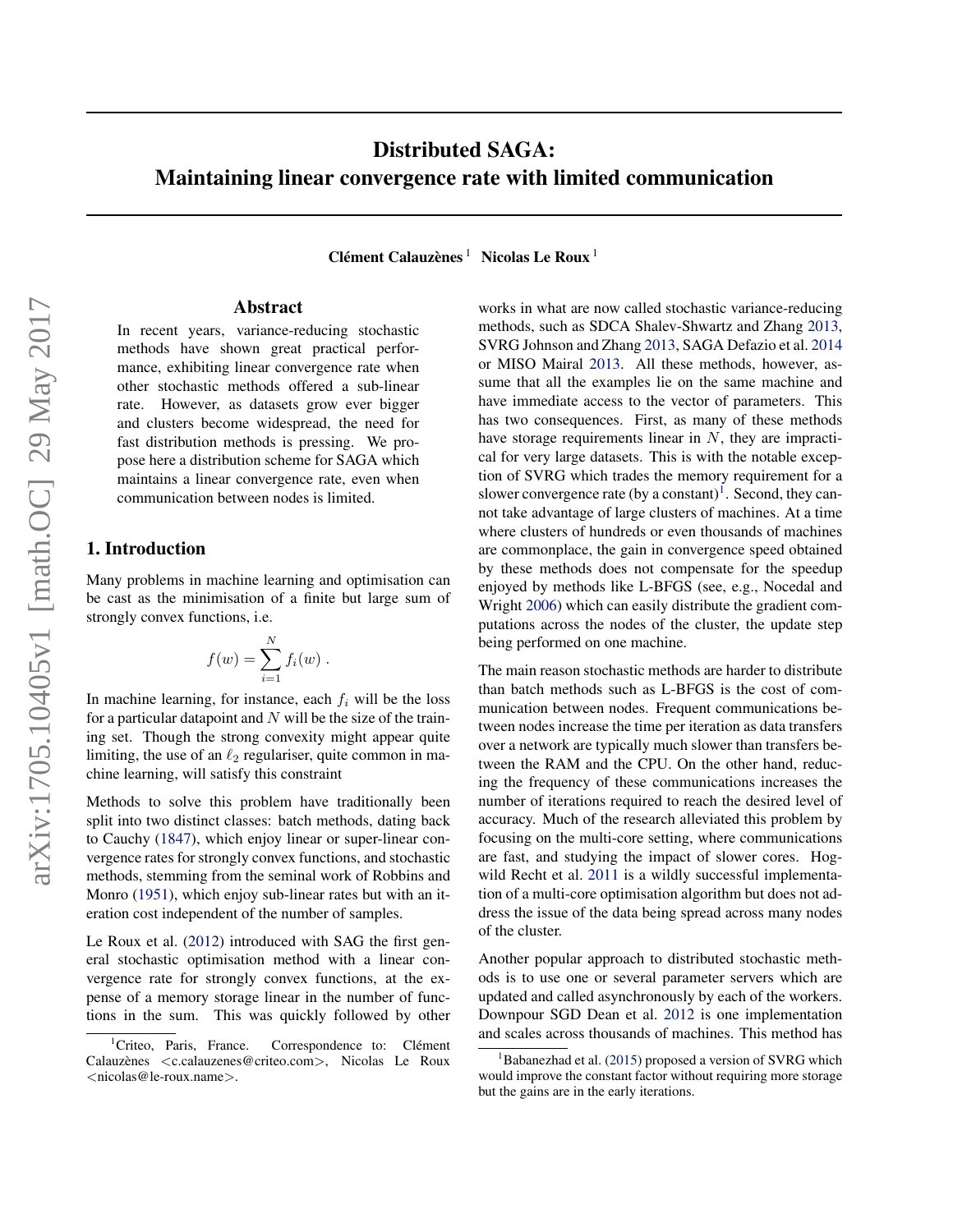# Distributed SAGA: Maintaining linear convergence rate with limited communication

**Clément Calauzènes** [1] **Nicolas Le Roux** [1]

## Abstract

In recent years, variance-reducing stochastic methods have shown great practical performance, exhibiting linear convergence rate when other stochastic methods offered a sub-linear rate. However, as datasets grow ever bigger and clusters become widespread, the need for fast distribution methods is pressing. We propose here a distribution scheme for SAGA which maintains a linear convergence rate, even when communication between nodes is limited.

## 1. Introduction

Many problems in machine learning and optimisation can be cast as the minimisation of a finite but large sum of strongly convex functions, i.e.

$$f(w) = \sum_{i=1}^{N} f_i(w) \ .$$

In machine learning, for instance, each $f_i$ will be the loss for a particular datapoint and $N$ will be the size of the training set. Though the strong convexity might appear quite limiting, the use of an $\ell_2$ regulariser, quite common in machine learning, will satisfy this constraint

Methods to solve this problem have traditionally been split into two distinct classes: batch methods, dating back to Cauchy (1847), which enjoy linear or super-linear convergence rates for strongly convex functions, and stochastic methods, stemming from the seminal work of Robbins and Monro (1951), which enjoy sub-linear rates but with an iteration cost independent of the number of samples.

Le Roux et al. (2012) introduced with SAG the first general stochastic optimisation method with a linear convergence rate for strongly convex functions, at the expense of a memory storage linear in the number of functions in the sum. This was quickly followed by other works in what are now called stochastic variance-reducing methods, such as SDCA Shalev-Shwartz and Zhang 2013, SVRG Johnson and Zhang 2013, SAGA Defazio et al. 2014 or MISO Mairal 2013. All these methods, however, assume that all the examples lie on the same machine and have immediate access to the vector of parameters. This has two consequences. First, as many of these methods have storage requirements linear in $N$, they are impractical for very large datasets. This is with the notable exception of SVRG which trades the memory requirement for a slower convergence rate (by a constant)[1]. Second, they cannot take advantage of large clusters of machines. At a time where clusters of hundreds or even thousands of machines are commonplace, the gain in convergence speed obtained by these methods does not compensate for the speedup enjoyed by methods like L-BFGS (see, e.g., Nocedal and Wright 2006) which can easily distribute the gradient computations across the nodes of the cluster, the update step being performed on one machine.

The main reason stochastic methods are harder to distribute than batch methods such as L-BFGS is the cost of communication between nodes. Frequent communications between nodes increase the time per iteration as data transfers over a network are typically much slower than transfers between the RAM and the CPU. On the other hand, reducing the frequency of these communications increases the number of iterations required to reach the desired level of accuracy. Much of the research alleviated this problem by focusing on the multi-core setting, where communications are fast, and studying the impact of slower cores. Hogwild Recht et al. 2011 is a wildly successful implementation of a multi-core optimisation algorithm but does not address the issue of the data being spread across many nodes of the cluster.

Another popular approach to distributed stochastic methods is to use one or several parameter servers which are updated and called asynchronously by each of the workers. Downpour SGD Dean et al. 2012 is one implementation and scales across thousands of machines. This method has

---

[1] Criteo, Paris, France. Correspondence to: Clément Calauzènes <c.calauzenes@criteo.com>, Nicolas Le Roux <nicolas@le-roux.name>.

[1] Babanezhad et al. (2015) proposed a version of SVRG which would improve the constant factor without requiring more storage but the gains are in the early iterations.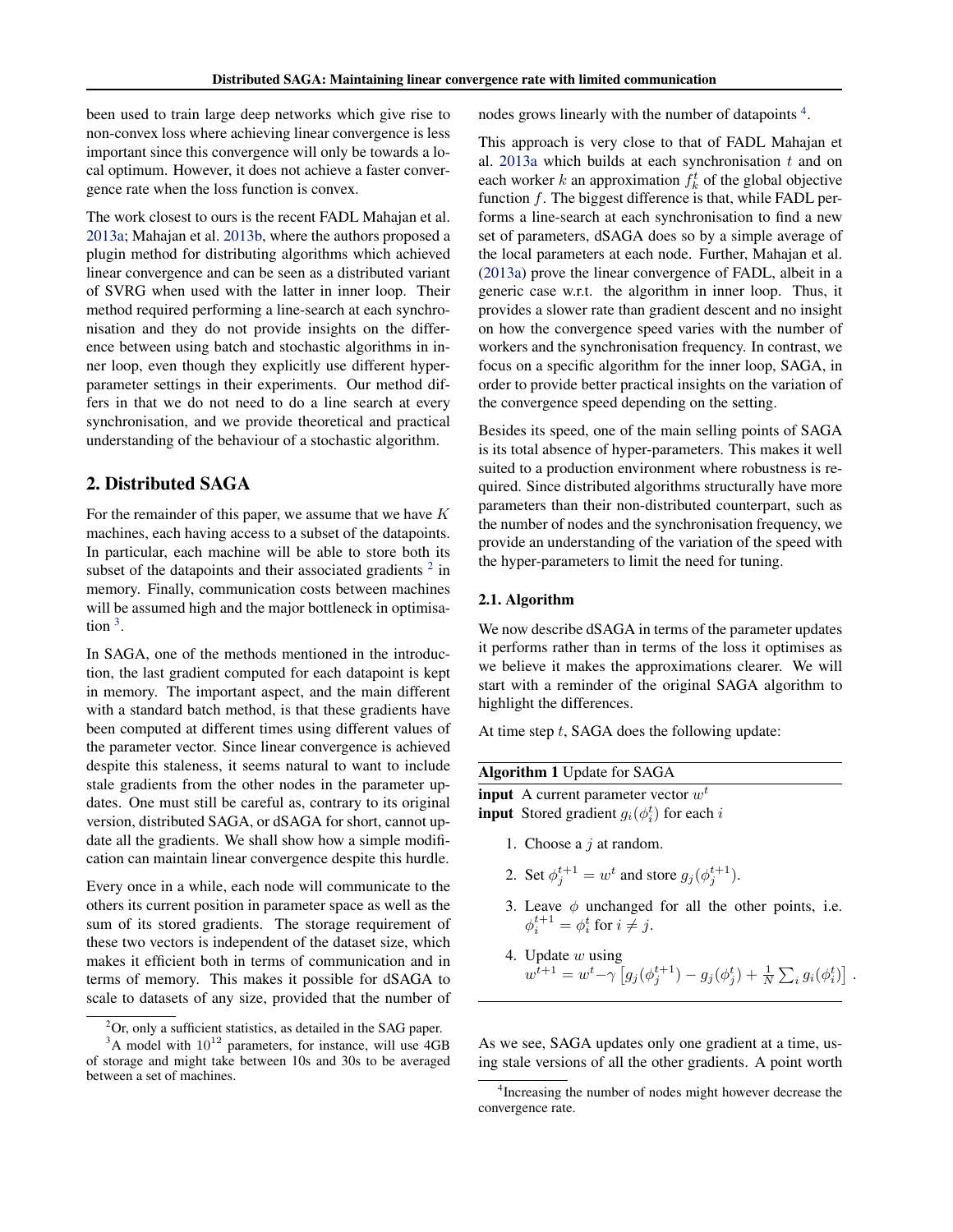been used to train large deep networks which give rise to non-convex loss where achieving linear convergence is less important since this convergence will only be towards a local optimum. However, it does not achieve a faster convergence rate when the loss function is convex.

The work closest to ours is the recent FADL Mahajan et al. 2013a; Mahajan et al. 2013b, where the authors proposed a plugin method for distributing algorithms which achieved linear convergence and can be seen as a distributed variant of SVRG when used with the latter in inner loop. Their method required performing a line-search at each synchronisation and they do not provide insights on the difference between using batch and stochastic algorithms in inner loop, even though they explicitly use different hyper-parameter settings in their experiments. Our method differs in that we do not need to do a line search at every synchronisation, and we provide theoretical and practical understanding of the behaviour of a stochastic algorithm.

## 2. Distributed SAGA

For the remainder of this paper, we assume that we have $K$ machines, each having access to a subset of the datapoints. In particular, each machine will be able to store both its subset of the datapoints and their associated gradients [2] in memory. Finally, communication costs between machines will be assumed high and the major bottleneck in optimisation [3].

In SAGA, one of the methods mentioned in the introduction, the last gradient computed for each datapoint is kept in memory. The important aspect, and the main different with a standard batch method, is that these gradients have been computed at different times using different values of the parameter vector. Since linear convergence is achieved despite this staleness, it seems natural to want to include stale gradients from the other nodes in the parameter updates. One must still be careful as, contrary to its original version, distributed SAGA, or dSAGA for short, cannot update all the gradients. We shall show how a simple modification can maintain linear convergence despite this hurdle.

Every once in a while, each node will communicate to the others its current position in parameter space as well as the sum of its stored gradients. The storage requirement of these two vectors is independent of the dataset size, which makes it efficient both in terms of communication and in terms of memory. This makes it possible for dSAGA to scale to datasets of any size, provided that the number of nodes grows linearly with the number of datapoints [4].

This approach is very close to that of FADL Mahajan et al. 2013a which builds at each synchronisation $t$ and on each worker $k$ an approximation $f_k^t$ of the global objective function $f$. The biggest difference is that, while FADL performs a line-search at each synchronisation to find a new set of parameters, dSAGA does so by a simple average of the local parameters at each node. Further, Mahajan et al. (2013a) prove the linear convergence of FADL, albeit in a generic case w.r.t. the algorithm in inner loop. Thus, it provides a slower rate than gradient descent and no insight on how the convergence speed varies with the number of workers and the synchronisation frequency. In contrast, we focus on a specific algorithm for the inner loop, SAGA, in order to provide better practical insights on the variation of the convergence speed depending on the setting.

Besides its speed, one of the main selling points of SAGA is its total absence of hyper-parameters. This makes it well suited to a production environment where robustness is required. Since distributed algorithms structurally have more parameters than their non-distributed counterpart, such as the number of nodes and the synchronisation frequency, we provide an understanding of the variation of the speed with the hyper-parameters to limit the need for tuning.

### 2.1. Algorithm

We now describe dSAGA in terms of the parameter updates it performs rather than in terms of the loss it optimises as we believe it makes the approximations clearer. We will start with a reminder of the original SAGA algorithm to highlight the differences.

At time step $t$, SAGA does the following update:

**Algorithm 1** Update for SAGA

**input** A current parameter vector $w^t$
**input** Stored gradient $g_i(\phi_i^t)$ for each $i$

1. Choose a $j$ at random.
2. Set $\phi_j^{t+1} = w^t$ and store $g_j(\phi_j^{t+1})$.
3. Leave $\phi$ unchanged for all the other points, i.e. $\phi_i^{t+1} = \phi_i^t$ for $i \neq j$.
4. Update $w$ using
$w^{t+1} = w^t - \gamma \left[ g_j(\phi_j^{t+1}) - g_j(\phi_j^t) + \frac{1}{N} \sum_i g_i(\phi_i^t) \right]$.

As we see, SAGA updates only one gradient at a time, using stale versions of all the other gradients. A point worth

[2] Or, only a sufficient statistics, as detailed in the SAG paper.

[3] A model with $10^{12}$ parameters, for instance, will use 4GB of storage and might take between 10s and 30s to be averaged between a set of machines.

[4] Increasing the number of nodes might however decrease the convergence rate.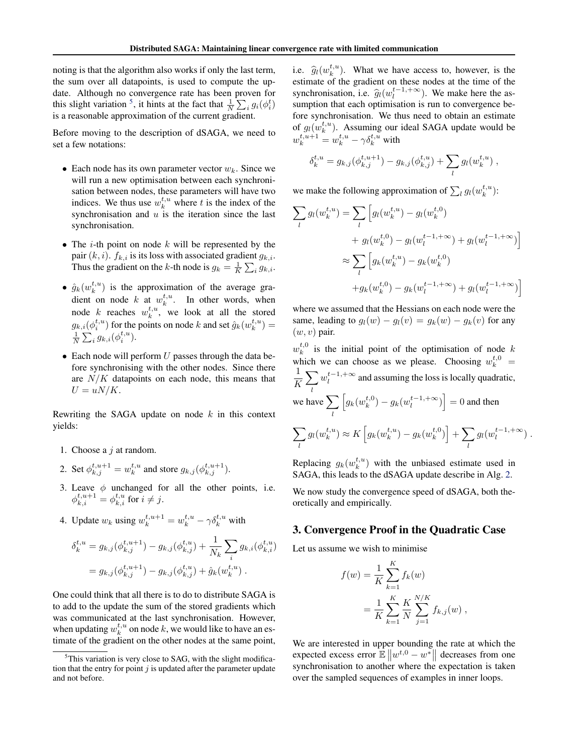noting is that the algorithm also works if only the last term, the sum over all datapoints, is used to compute the update. Although no convergence rate has been proven for this slight variation [5], it hints at the fact that $\frac{1}{N}\sum_i g_i(\phi_i^t)$ is a reasonable approximation of the current gradient.

Before moving to the description of dSAGA, we need to set a few notations:

- Each node has its own parameter vector $w_k$. Since we will run a new optimisation between each synchronisation between nodes, these parameters will have two indices. We thus use $w_k^{t,u}$ where $t$ is the index of the synchronisation and $u$ is the iteration since the last synchronisation.
- The $i$-th point on node $k$ will be represented by the pair $(k, i)$. $f_{k,i}$ is its loss with associated gradient $g_{k,i}$. Thus the gradient on the $k$-th node is $g_k = \frac{1}{K}\sum_i g_{k,i}$.
- $\hat{g}_k(w_k^{t,u})$ is the approximation of the average gradient on node $k$ at $w_k^{t,u}$. In other words, when node $k$ reaches $w_k^{t,u}$, we look at all the stored $g_{k,i}(\phi_i^{t,u})$ for the points on node $k$ and set $\hat{g}_k(w_k^{t,u}) = \frac{1}{N}\sum_i g_{k,i}(\phi_i^{t,u})$.
- Each node will perform $U$ passes through the data before synchronising with the other nodes. Since there are $N/K$ datapoints on each node, this means that $U = uN/K$.

Rewriting the SAGA update on node $k$ in this context yields:

1. Choose a $j$ at random.
2. Set $\phi_{k,j}^{t,u+1} = w_k^{t,u}$ and store $g_{k,j}(\phi_{k,j}^{t,u+1})$.
3. Leave $\phi$ unchanged for all the other points, i.e. $\phi_{k,i}^{t,u+1} = \phi_{k,i}^{t,u}$ for $i \neq j$.
4. Update $w_k$ using $w_k^{t,u+1} = w_k^{t,u} - \gamma\delta_k^{t,u}$ with

$$
\begin{aligned}
\delta_k^{t,u} &= g_{k,j}(\phi_{k,j}^{t,u+1}) - g_{k,j}(\phi_{k,j}^{t,u}) + \frac{1}{N_k}\sum_i g_{k,i}(\phi_{k,i}^{t,u}) \\
&= g_{k,j}(\phi_{k,j}^{t,u+1}) - g_{k,j}(\phi_{k,j}^{t,u}) + \hat{g}_k(w_k^{t,u}) \; .
\end{aligned}
$$

One could think that all there is to do to distribute SAGA is to add to the update the sum of the stored gradients which was communicated at the last synchronisation. However, when updating $w_k^{t,u}$ on node $k$, we would like to have an estimate of the gradient on the other nodes at the same point, i.e. $\widehat{g}_l(w_k^{t,u})$. What we have access to, however, is the estimate of the gradient on these nodes at the time of the synchronisation, i.e. $\widehat{g}_l(w_l^{t-1,+\infty})$. We make here the assumption that each optimisation is run to convergence before synchronisation. We thus need to obtain an estimate of $g_l(w_k^{t,u})$. Assuming our ideal SAGA update would be $w_k^{t,u+1} = w_k^{t,u} - \gamma\delta_k^{t,u}$ with

$$
\delta_k^{t,u} = g_{k,j}(\phi_{k,j}^{t,u+1}) - g_{k,j}(\phi_{k,j}^{t,u}) + \sum_l g_l(w_k^{t,u}) \; ,
$$

we make the following approximation of $\sum_l g_l(w_k^{t,u})$:

$$
\begin{aligned}
\sum_l g_l(w_k^{t,u}) &= \sum_l \Big[ g_l(w_k^{t,u}) - g_l(w_k^{t,0}) \\
&\quad + g_l(w_k^{t,0}) - g_l(w_l^{t-1,+\infty}) + g_l(w_l^{t-1,+\infty}) \Big] \\
&\approx \sum_l \Big[ g_k(w_k^{t,u}) - g_k(w_k^{t,0}) \\
&\quad + g_k(w_k^{t,0}) - g_k(w_l^{t-1,+\infty}) + g_l(w_l^{t-1,+\infty}) \Big]
\end{aligned}
$$

where we assumed that the Hessians on each node were the same, leading to $g_l(w) - g_l(v) = g_k(w) - g_k(v)$ for any $(w, v)$ pair.

$w_k^{t,0}$ is the initial point of the optimisation of node $k$ which we can choose as we please. Choosing $w_k^{t,0} = \dfrac{1}{K}\sum_l w_l^{t-1,+\infty}$ and assuming the loss is locally quadratic, we have $\sum_l \Big[ g_k(w_k^{t,0}) - g_k(w_l^{t-1,+\infty}) \Big] = 0$ and then

$$
\sum_l g_l(w_k^{t,u}) \approx K\Big[ g_k(w_k^{t,u}) - g_k(w_k^{t,0}) \Big] + \sum_l g_l(w_l^{t-1,+\infty}) \; .
$$

Replacing $g_k(w_k^{t,u})$ with the unbiased estimate used in SAGA, this leads to the dSAGA update describe in Alg. 2.

We now study the convergence speed of dSAGA, both theoretically and empirically.

## 3. Convergence Proof in the Quadratic Case

Let us assume we wish to minimise

$$
\begin{aligned}
f(w) &= \frac{1}{K}\sum_{k=1}^{K} f_k(w) \\
&= \frac{1}{K}\sum_{k=1}^{K} \frac{K}{N}\sum_{j=1}^{N/K} f_{k,j}(w) \; ,
\end{aligned}
$$

We are interested in upper bounding the rate at which the expected excess error $\mathbb{E}\left\|w^{t,0} - w^*\right\|$ decreases from one synchronisation to another where the expectation is taken over the sampled sequences of examples in inner loops.

[5] This variation is very close to SAG, with the slight modification that the entry for point $j$ is updated after the parameter update and not before.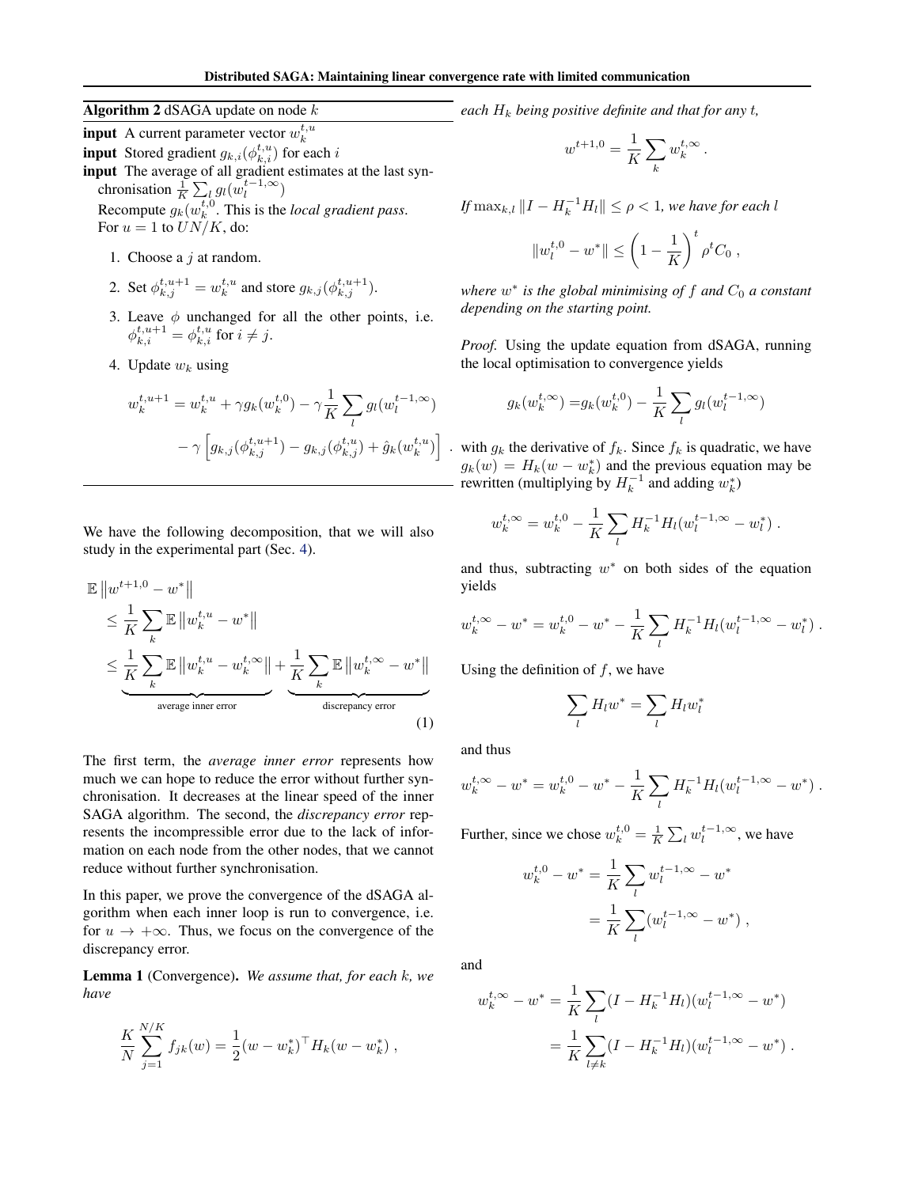**Algorithm 2** dSAGA update on node $k$

**input** A current parameter vector $w_k^{t,u}$
**input** Stored gradient $g_{k,i}(\phi_{k,i}^{t,u})$ for each $i$
**input** The average of all gradient estimates at the last synchronisation $\frac{1}{K}\sum_l g_l(w_l^{t-1,\infty})$

Recompute $g_k(w_k^{t,0}$. This is the *local gradient pass*.
For $u = 1$ to $UN/K$, do:

1. Choose a $j$ at random.
2. Set $\phi_{k,j}^{t,u+1} = w_k^{t,u}$ and store $g_{k,j}(\phi_{k,j}^{t,u+1})$.
3. Leave $\phi$ unchanged for all the other points, i.e. $\phi_{k,i}^{t,u+1} = \phi_{k,i}^{t,u}$ for $i \neq j$.
4. Update $w_k$ using

$$
\begin{aligned}
w_k^{t,u+1} &= w_k^{t,u} + \gamma g_k(w_k^{t,0}) - \gamma \frac{1}{K}\sum_l g_l(w_l^{t-1,\infty}) \\
&\quad - \gamma \left[ g_{k,j}(\phi_{k,j}^{t,u+1}) - g_{k,j}(\phi_{k,j}^{t,u}) + \hat{g}_k(w_k^{t,u}) \right] .
\end{aligned}
$$

We have the following decomposition, that we will also study in the experimental part (Sec. 4).

$$
\begin{aligned}
\mathbb{E}\left\|w^{t+1,0} - w^*\right\| &\leq \frac{1}{K}\sum_k \mathbb{E}\left\|w_k^{t,u} - w^*\right\| \\
&\leq \underbrace{\frac{1}{K}\sum_k \mathbb{E}\left\|w_k^{t,u} - w_k^{t,\infty}\right\|}_{\text{average inner error}} + \underbrace{\frac{1}{K}\sum_k \mathbb{E}\left\|w_k^{t,\infty} - w^*\right\|}_{\text{discrepancy error}}
\end{aligned} \tag{1}
$$

The first term, the *average inner error* represents how much we can hope to reduce the error without further synchronisation. It decreases at the linear speed of the inner SAGA algorithm. The second, the *discrepancy error* represents the incompressible error due to the lack of information on each node from the other nodes, that we cannot reduce without further synchronisation.

In this paper, we prove the convergence of the dSAGA algorithm when each inner loop is run to convergence, i.e. for $u \to +\infty$. Thus, we focus on the convergence of the discrepancy error.

**Lemma 1** (Convergence). *We assume that, for each $k$, we have*

$$
\frac{K}{N}\sum_{j=1}^{N/K} f_{jk}(w) = \frac{1}{2}(w - w_k^*)^\top H_k (w - w_k^*) ,
$$

*each $H_k$ being positive definite and that for any $t$,*

$$
w^{t+1,0} = \frac{1}{K}\sum_k w_k^{t,\infty} .
$$

*If $\max_{k,l}\|I - H_k^{-1}H_l\| \leq \rho < 1$, we have for each $l$*

$$
\|w_l^{t,0} - w^*\| \leq \left(1 - \frac{1}{K}\right)^t \rho^t C_0 ,
$$

*where $w^*$ is the global minimising of $f$ and $C_0$ a constant depending on the starting point.*

*Proof.* Using the update equation from dSAGA, running the local optimisation to convergence yields

$$
g_k(w_k^{t,\infty}) = g_k(w_k^{t,0}) - \frac{1}{K}\sum_l g_l(w_l^{t-1,\infty})
$$

with $g_k$ the derivative of $f_k$. Since $f_k$ is quadratic, we have $g_k(w) = H_k(w - w_k^*)$ and the previous equation may be rewritten (multiplying by $H_k^{-1}$ and adding $w_k^*$)

$$
w_k^{t,\infty} = w_k^{t,0} - \frac{1}{K}\sum_l H_k^{-1}H_l(w_l^{t-1,\infty} - w_l^*) .
$$

and thus, subtracting $w^*$ on both sides of the equation yields

$$
w_k^{t,\infty} - w^* = w_k^{t,0} - w^* - \frac{1}{K}\sum_l H_k^{-1}H_l(w_l^{t-1,\infty} - w_l^*) .
$$

Using the definition of $f$, we have

$$
\sum_l H_l w^* = \sum_l H_l w_l^*
$$

and thus

$$
w_k^{t,\infty} - w^* = w_k^{t,0} - w^* - \frac{1}{K}\sum_l H_k^{-1}H_l(w_l^{t-1,\infty} - w^*) .
$$

Further, since we chose $w_k^{t,0} = \frac{1}{K}\sum_l w_l^{t-1,\infty}$, we have

$$
\begin{aligned}
w_k^{t,0} - w^* &= \frac{1}{K}\sum_l w_l^{t-1,\infty} - w^* \\
&= \frac{1}{K}\sum_l (w_l^{t-1,\infty} - w^*) ,
\end{aligned}
$$

and

$$
\begin{aligned}
w_k^{t,\infty} - w^* &= \frac{1}{K}\sum_l (I - H_k^{-1}H_l)(w_l^{t-1,\infty} - w^*) \\
&= \frac{1}{K}\sum_{l \neq k} (I - H_k^{-1}H_l)(w_l^{t-1,\infty} - w^*) .
\end{aligned}
$$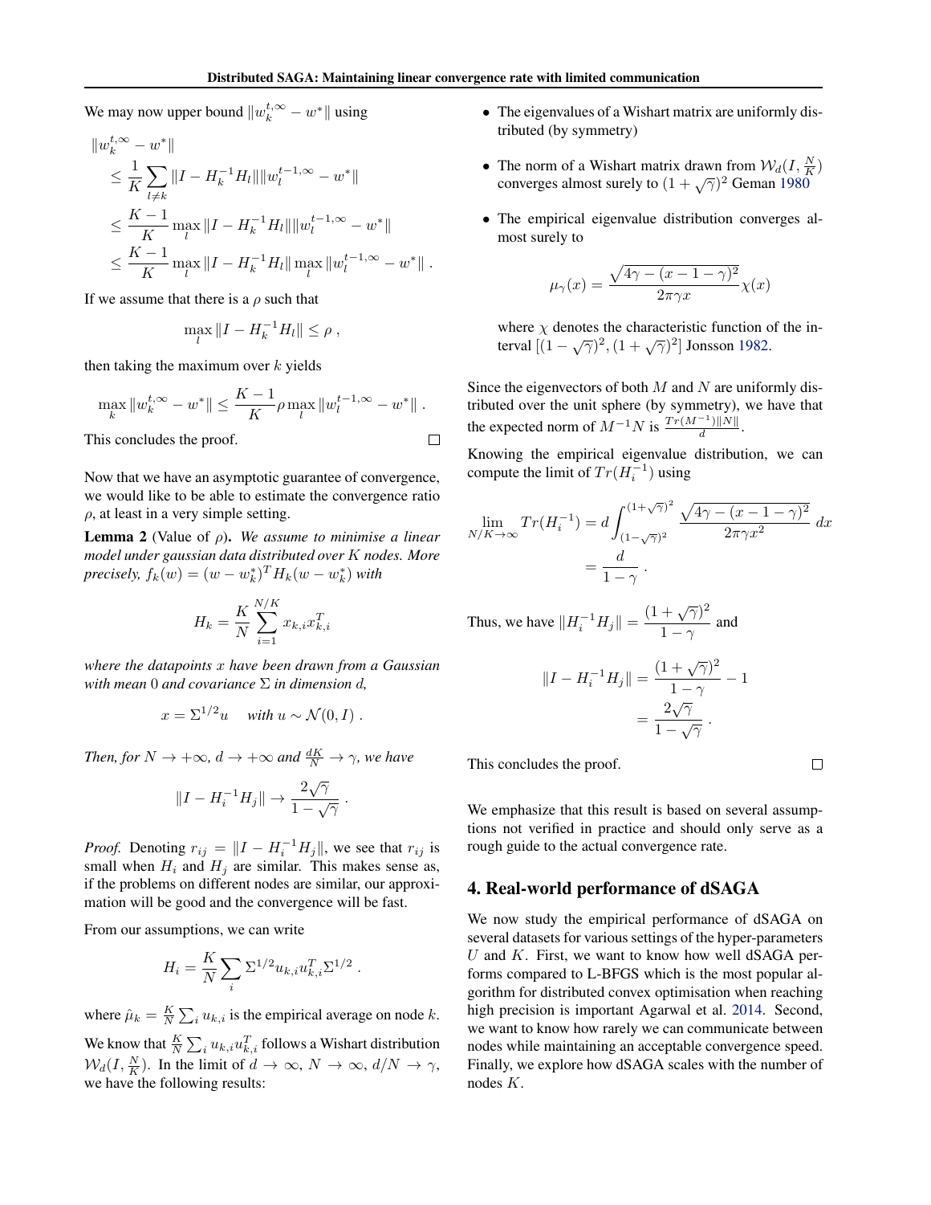We may now upper bound $\|w_k^{t,\infty} - w^*\|$ using

$$
\begin{aligned}
&\|w_k^{t,\infty} - w^*\| \\
&\leq \frac{1}{K}\sum_{l\neq k} \|I - H_k^{-1}H_l\| \|w_l^{t-1,\infty} - w^*\| \\
&\leq \frac{K-1}{K} \max_l \|I - H_k^{-1}H_l\| \|w_l^{t-1,\infty} - w^*\| \\
&\leq \frac{K-1}{K} \max_l \|I - H_k^{-1}H_l\| \max_l \|w_l^{t-1,\infty} - w^*\| \; .
\end{aligned}
$$

If we assume that there is a $\rho$ such that

$$
\max_l \|I - H_k^{-1}H_l\| \leq \rho \; ,
$$

then taking the maximum over $k$ yields

$$
\max_k \|w_k^{t,\infty} - w^*\| \leq \frac{K-1}{K}\rho \max_l \|w_l^{t-1,\infty} - w^*\| \; .
$$

This concludes the proof. □

Now that we have an asymptotic guarantee of convergence, we would like to be able to estimate the convergence ratio $\rho$, at least in a very simple setting.

**Lemma 2** (Value of $\rho$)**.** *We assume to minimise a linear model under gaussian data distributed over $K$ nodes. More precisely, $f_k(w) = (w - w_k^*)^T H_k (w - w_k^*)$ with*

$$
H_k = \frac{K}{N}\sum_{i=1}^{N/K} x_{k,i}x_{k,i}^T
$$

*where the datapoints $x$ have been drawn from a Gaussian with mean $0$ and covariance $\Sigma$ in dimension $d$,*

$$
x = \Sigma^{1/2}u \quad \text{with } u \sim \mathcal{N}(0, I) \; .
$$

*Then, for $N \to +\infty$, $d \to +\infty$ and $\frac{dK}{N} \to \gamma$, we have*

$$
\|I - H_i^{-1}H_j\| \to \frac{2\sqrt{\gamma}}{1 - \sqrt{\gamma}} \; .
$$

*Proof.* Denoting $r_{ij} = \|I - H_i^{-1}H_j\|$, we see that $r_{ij}$ is small when $H_i$ and $H_j$ are similar. This makes sense as, if the problems on different nodes are similar, our approximation will be good and the convergence will be fast.

From our assumptions, we can write

$$
H_i = \frac{K}{N}\sum_i \Sigma^{1/2}u_{k,i}u_{k,i}^T\Sigma^{1/2} \; .
$$

where $\hat{\mu}_k = \frac{K}{N}\sum_i u_{k,i}$ is the empirical average on node $k$.

We know that $\frac{K}{N}\sum_i u_{k,i}u_{k,i}^T$ follows a Wishart distribution $\mathcal{W}_d(I, \frac{N}{K})$. In the limit of $d \to \infty$, $N \to \infty$, $d/N \to \gamma$, we have the following results:

- The eigenvalues of a Wishart matrix are uniformly distributed (by symmetry)
- The norm of a Wishart matrix drawn from $\mathcal{W}_d(I, \frac{N}{K})$ converges almost surely to $(1 + \sqrt{\gamma})^2$ Geman 1980
- The empirical eigenvalue distribution converges almost surely to

  $$
  \mu_\gamma(x) = \frac{\sqrt{4\gamma - (x - 1 - \gamma)^2}}{2\pi\gamma x}\chi(x)
  $$

  where $\chi$ denotes the characteristic function of the interval $[(1 - \sqrt{\gamma})^2, (1 + \sqrt{\gamma})^2]$ Jonsson 1982.

Since the eigenvectors of both $M$ and $N$ are uniformly distributed over the unit sphere (by symmetry), we have that the expected norm of $M^{-1}N$ is $\frac{Tr(M^{-1})\|N\|}{d}$.

Knowing the empirical eigenvalue distribution, we can compute the limit of $Tr(H_i^{-1})$ using

$$
\begin{aligned}
\lim_{N/K \to \infty} Tr(H_i^{-1}) &= d\int_{(1-\sqrt{\gamma})^2}^{(1+\sqrt{\gamma})^2} \frac{\sqrt{4\gamma - (x - 1 - \gamma)^2}}{2\pi\gamma x^2}\, dx \\
&= \frac{d}{1 - \gamma} \; .
\end{aligned}
$$

Thus, we have $\|H_i^{-1}H_j\| = \frac{(1 + \sqrt{\gamma})^2}{1 - \gamma}$ and

$$
\begin{aligned}
\|I - H_i^{-1}H_j\| &= \frac{(1 + \sqrt{\gamma})^2}{1 - \gamma} - 1 \\
&= \frac{2\sqrt{\gamma}}{1 - \sqrt{\gamma}} \; .
\end{aligned}
$$

This concludes the proof. □

We emphasize that this result is based on several assumptions not verified in practice and should only serve as a rough guide to the actual convergence rate.

## 4. Real-world performance of dSAGA

We now study the empirical performance of dSAGA on several datasets for various settings of the hyper-parameters $U$ and $K$. First, we want to know how well dSAGA performs compared to L-BFGS which is the most popular algorithm for distributed convex optimisation when reaching high precision is important Agarwal et al. 2014. Second, we want to know how rarely we can communicate between nodes while maintaining an acceptable convergence speed. Finally, we explore how dSAGA scales with the number of nodes $K$.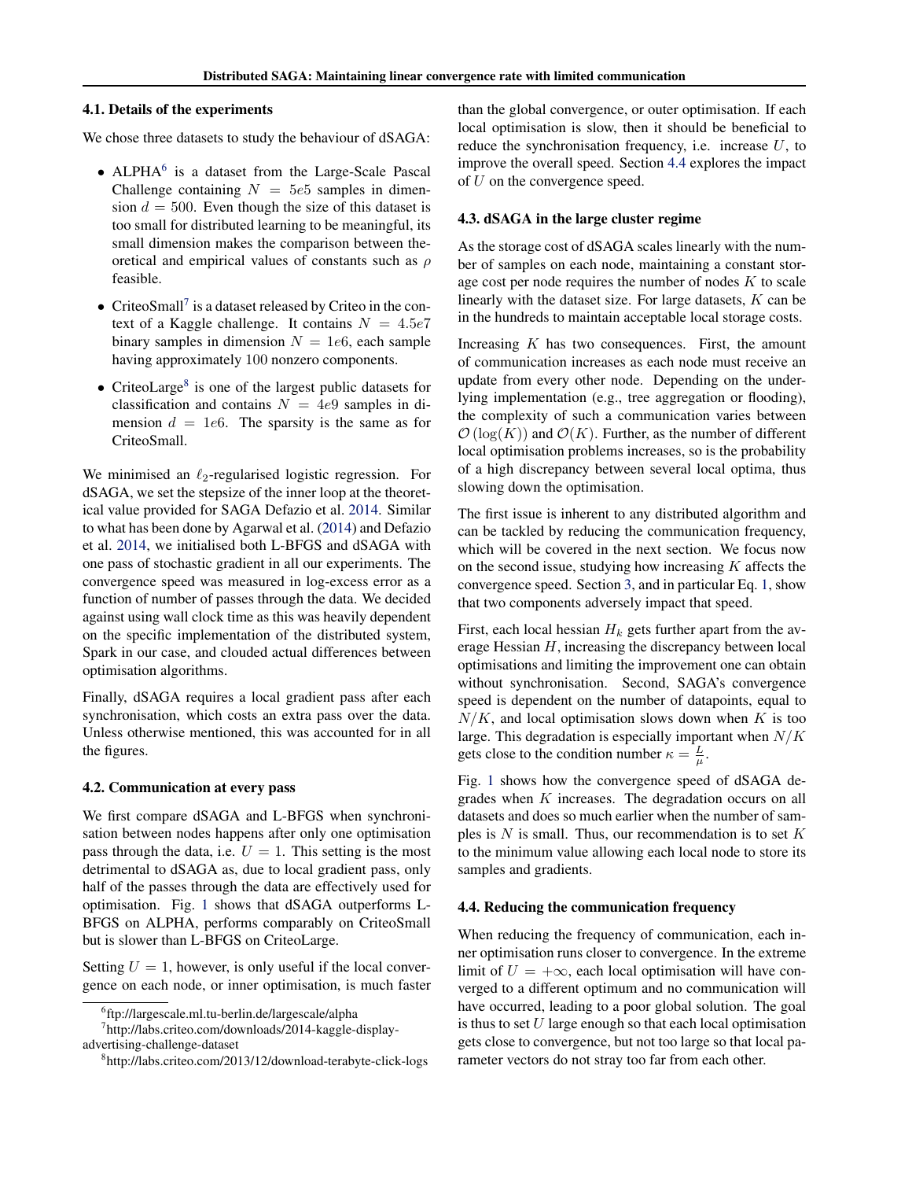### 4.1. Details of the experiments

We chose three datasets to study the behaviour of dSAGA:

- ALPHA[6] is a dataset from the Large-Scale Pascal Challenge containing $N = 5e5$ samples in dimension $d = 500$. Even though the size of this dataset is too small for distributed learning to be meaningful, its small dimension makes the comparison between theoretical and empirical values of constants such as $\rho$ feasible.
- CriteoSmall[7] is a dataset released by Criteo in the context of a Kaggle challenge. It contains $N = 4.5e7$ binary samples in dimension $N = 1e6$, each sample having approximately 100 nonzero components.
- CriteoLarge[8] is one of the largest public datasets for classification and contains $N = 4e9$ samples in dimension $d = 1e6$. The sparsity is the same as for CriteoSmall.

We minimised an $\ell_2$-regularised logistic regression. For dSAGA, we set the stepsize of the inner loop at the theoretical value provided for SAGA Defazio et al. 2014. Similar to what has been done by Agarwal et al. (2014) and Defazio et al. 2014, we initialised both L-BFGS and dSAGA with one pass of stochastic gradient in all our experiments. The convergence speed was measured in log-excess error as a function of number of passes through the data. We decided against using wall clock time as this was heavily dependent on the specific implementation of the distributed system, Spark in our case, and clouded actual differences between optimisation algorithms.

Finally, dSAGA requires a local gradient pass after each synchronisation, which costs an extra pass over the data. Unless otherwise mentioned, this was accounted for in all the figures.

### 4.2. Communication at every pass

We first compare dSAGA and L-BFGS when synchronisation between nodes happens after only one optimisation pass through the data, i.e. $U = 1$. This setting is the most detrimental to dSAGA as, due to local gradient pass, only half of the passes through the data are effectively used for optimisation. Fig. 1 shows that dSAGA outperforms L-BFGS on ALPHA, performs comparably on CriteoSmall but is slower than L-BFGS on CriteoLarge.

Setting $U = 1$, however, is only useful if the local convergence on each node, or inner optimisation, is much faster than the global convergence, or outer optimisation. If each local optimisation is slow, then it should be beneficial to reduce the synchronisation frequency, i.e. increase $U$, to improve the overall speed. Section 4.4 explores the impact of $U$ on the convergence speed.

### 4.3. dSAGA in the large cluster regime

As the storage cost of dSAGA scales linearly with the number of samples on each node, maintaining a constant storage cost per node requires the number of nodes $K$ to scale linearly with the dataset size. For large datasets, $K$ can be in the hundreds to maintain acceptable local storage costs.

Increasing $K$ has two consequences. First, the amount of communication increases as each node must receive an update from every other node. Depending on the underlying implementation (e.g., tree aggregation or flooding), the complexity of such a communication varies between $\mathcal{O}(\log(K))$ and $\mathcal{O}(K)$. Further, as the number of different local optimisation problems increases, so is the probability of a high discrepancy between several local optima, thus slowing down the optimisation.

The first issue is inherent to any distributed algorithm and can be tackled by reducing the communication frequency, which will be covered in the next section. We focus now on the second issue, studying how increasing $K$ affects the convergence speed. Section 3, and in particular Eq. 1, show that two components adversely impact that speed.

First, each local hessian $H_k$ gets further apart from the average Hessian $H$, increasing the discrepancy between local optimisations and limiting the improvement one can obtain without synchronisation. Second, SAGA's convergence speed is dependent on the number of datapoints, equal to $N/K$, and local optimisation slows down when $K$ is too large. This degradation is especially important when $N/K$ gets close to the condition number $\kappa = \frac{L}{\mu}$.

Fig. 1 shows how the convergence speed of dSAGA degrades when $K$ increases. The degradation occurs on all datasets and does so much earlier when the number of samples is $N$ is small. Thus, our recommendation is to set $K$ to the minimum value allowing each local node to store its samples and gradients.

### 4.4. Reducing the communication frequency

When reducing the frequency of communication, each inner optimisation runs closer to convergence. In the extreme limit of $U = +\infty$, each local optimisation will have converged to a different optimum and no communication will have occurred, leading to a poor global solution. The goal is thus to set $U$ large enough so that each local optimisation gets close to convergence, but not too large so that local parameter vectors do not stray too far from each other.

[6] ftp://largescale.ml.tu-berlin.de/largescale/alpha

[7] http://labs.criteo.com/downloads/2014-kaggle-display-advertising-challenge-dataset

[8] http://labs.criteo.com/2013/12/download-terabyte-click-logs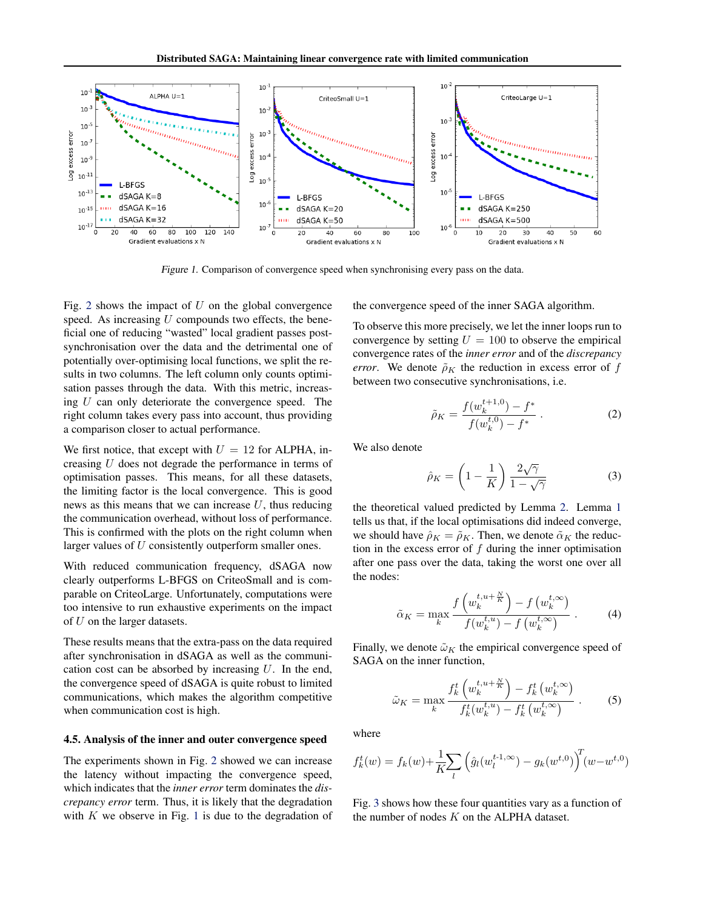Figure 1. Comparison of convergence speed when synchronising every pass on the data.

Fig. 2 shows the impact of $U$ on the global convergence speed. As increasing $U$ compounds two effects, the beneficial one of reducing "wasted" local gradient passes post-synchronisation over the data and the detrimental one of potentially over-optimising local functions, we split the results in two columns. The left column only counts optimisation passes through the data. With this metric, increasing $U$ can only deteriorate the convergence speed. The right column takes every pass into account, thus providing a comparison closer to actual performance.

We first notice, that except with $U = 12$ for ALPHA, increasing $U$ does not degrade the performance in terms of optimisation passes. This means, for all these datasets, the limiting factor is the local convergence. This is good news as this means that we can increase $U$, thus reducing the communication overhead, without loss of performance. This is confirmed with the plots on the right column when larger values of $U$ consistently outperform smaller ones.

With reduced communication frequency, dSAGA now clearly outperforms L-BFGS on CriteoSmall and is comparable on CriteoLarge. Unfortunately, computations were too intensive to run exhaustive experiments on the impact of $U$ on the larger datasets.

These results means that the extra-pass on the data required after synchronisation in dSAGA as well as the communication cost can be absorbed by increasing $U$. In the end, the convergence speed of dSAGA is quite robust to limited communications, which makes the algorithm competitive when communication cost is high.

### 4.5. Analysis of the inner and outer convergence speed

The experiments shown in Fig. 2 showed we can increase the latency without impacting the convergence speed, which indicates that the *inner error* term dominates the *discrepancy error* term. Thus, it is likely that the degradation with $K$ we observe in Fig. 1 is due to the degradation of the convergence speed of the inner SAGA algorithm.

To observe this more precisely, we let the inner loops run to convergence by setting $U = 100$ to observe the empirical convergence rates of the *inner error* and of the *discrepancy error*. We denote $\tilde{\rho}_K$ the reduction in excess error of $f$ between two consecutive synchronisations, i.e.

$$\tilde{\rho}_K = \frac{f(w_k^{t+1,0}) - f^*}{f(w_k^{t,0}) - f^*} \; . \tag{2}$$

We also denote

$$\hat{\rho}_K = \left(1 - \frac{1}{K}\right) \frac{2\sqrt{\gamma}}{1 - \sqrt{\gamma}} \tag{3}$$

the theoretical valued predicted by Lemma 2. Lemma 1 tells us that, if the local optimisations did indeed converge, we should have $\hat{\rho}_K = \tilde{\rho}_K$. Then, we denote $\tilde{\alpha}_K$ the reduction in the excess error of $f$ during the inner optimisation after one pass over the data, taking the worst one over all the nodes:

$$\tilde{\alpha}_K = \max_k \frac{f\left(w_k^{t,u+\frac{N}{K}}\right) - f\left(w_k^{t,\infty}\right)}{f(w_k^{t,u}) - f\left(w_k^{t,\infty}\right)} \; . \tag{4}$$

Finally, we denote $\tilde{\omega}_K$ the empirical convergence speed of SAGA on the inner function,

$$\tilde{\omega}_K = \max_k \frac{f_k^t\left(w_k^{t,u+\frac{N}{K}}\right) - f_k^t\left(w_k^{t,\infty}\right)}{f_k^t(w_k^{t,u}) - f_k^t\left(w_k^{t,\infty}\right)} \; . \tag{5}$$

where

$$f_k^t(w) = f_k(w) + \frac{1}{K}\sum_l \left(\hat{g}_l(w_l^{t-1,\infty}) - g_k(w^{t,0})\right)^T (w - w^{t,0})$$

Fig. 3 shows how these four quantities vary as a function of the number of nodes $K$ on the ALPHA dataset.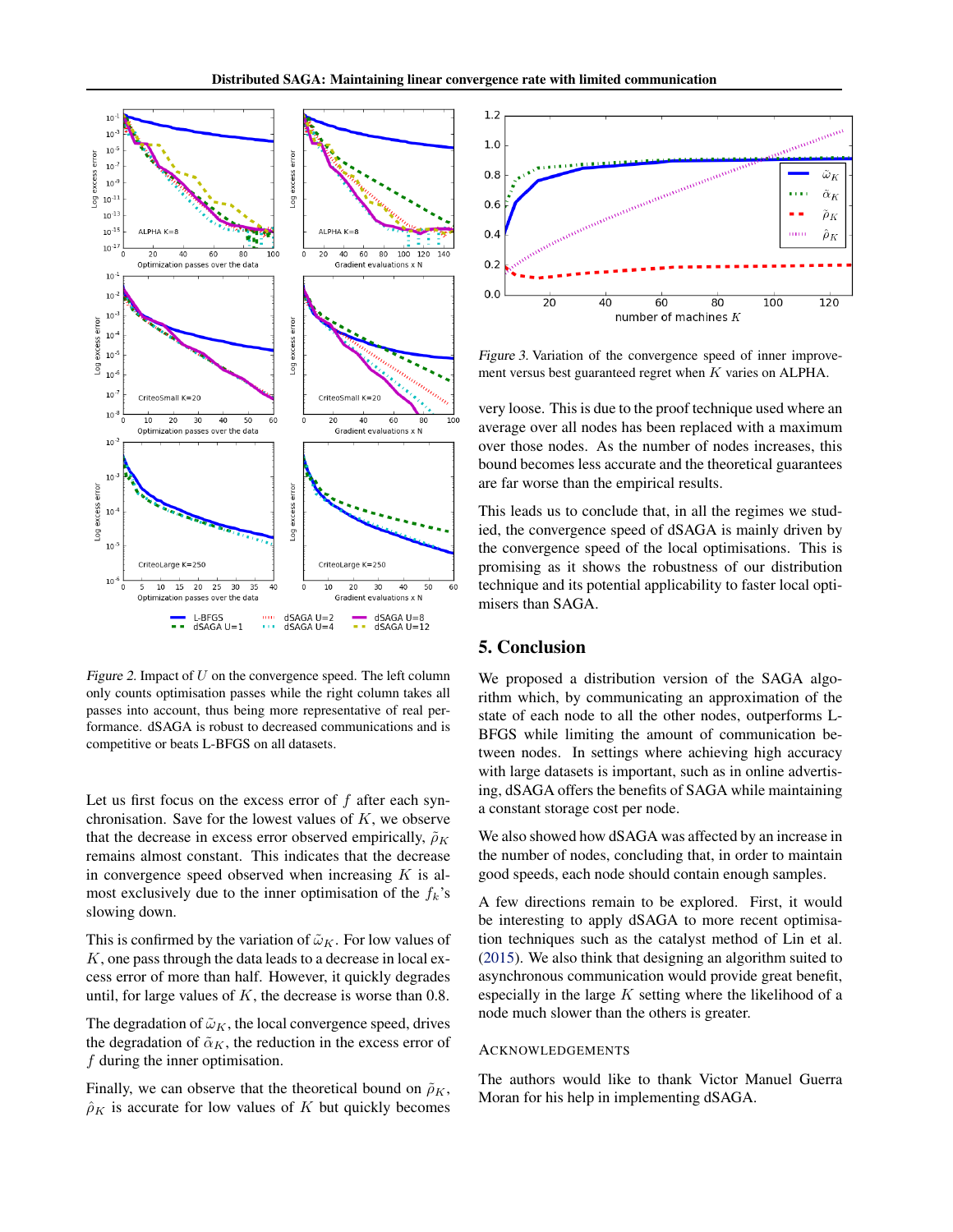*Figure 2.* Impact of $U$ on the convergence speed. The left column only counts optimisation passes while the right column takes all passes into account, thus being more representative of real performance. dSAGA is robust to decreased communications and is competitive or beats L-BFGS on all datasets.

Let us first focus on the excess error of $f$ after each synchronisation. Save for the lowest values of $K$, we observe that the decrease in excess error observed empirically, $\tilde{\rho}_K$ remains almost constant. This indicates that the decrease in convergence speed observed when increasing $K$ is almost exclusively due to the inner optimisation of the $f_k$'s slowing down.

This is confirmed by the variation of $\tilde{\omega}_K$. For low values of $K$, one pass through the data leads to a decrease in local excess error of more than half. However, it quickly degrades until, for large values of $K$, the decrease is worse than 0.8.

The degradation of $\tilde{\omega}_K$, the local convergence speed, drives the degradation of $\tilde{\alpha}_K$, the reduction in the excess error of $f$ during the inner optimisation.

Finally, we can observe that the theoretical bound on $\tilde{\rho}_K$, $\hat{\rho}_K$ is accurate for low values of $K$ but quickly becomes very loose. This is due to the proof technique used where an average over all nodes has been replaced with a maximum over those nodes. As the number of nodes increases, this bound becomes less accurate and the theoretical guarantees are far worse than the empirical results.

*Figure 3.* Variation of the convergence speed of inner improvement versus best guaranteed regret when $K$ varies on ALPHA.

This leads us to conclude that, in all the regimes we studied, the convergence speed of dSAGA is mainly driven by the convergence speed of the local optimisations. This is promising as it shows the robustness of our distribution technique and its potential applicability to faster local optimisers than SAGA.

## 5. Conclusion

We proposed a distribution version of the SAGA algorithm which, by communicating an approximation of the state of each node to all the other nodes, outperforms L-BFGS while limiting the amount of communication between nodes. In settings where achieving high accuracy with large datasets is important, such as in online advertising, dSAGA offers the benefits of SAGA while maintaining a constant storage cost per node.

We also showed how dSAGA was affected by an increase in the number of nodes, concluding that, in order to maintain good speeds, each node should contain enough samples.

A few directions remain to be explored. First, it would be interesting to apply dSAGA to more recent optimisation techniques such as the catalyst method of Lin et al. (2015). We also think that designing an algorithm suited to asynchronous communication would provide great benefit, especially in the large $K$ setting where the likelihood of a node much slower than the others is greater.

### Acknowledgements

The authors would like to thank Victor Manuel Guerra Moran for his help in implementing dSAGA.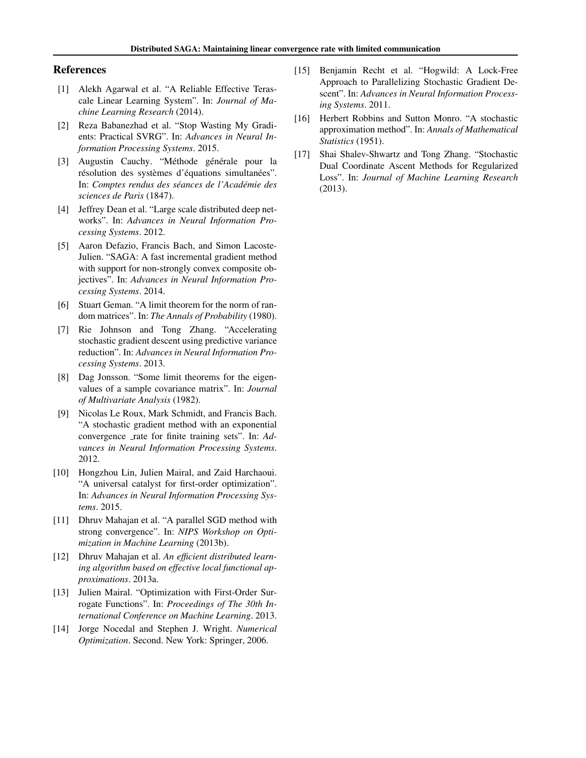## References

[1] Alekh Agarwal et al. "A Reliable Effective Terascale Linear Learning System". In: *Journal of Machine Learning Research* (2014).

[2] Reza Babanezhad et al. "Stop Wasting My Gradients: Practical SVRG". In: *Advances in Neural Information Processing Systems*. 2015.

[3] Augustin Cauchy. "Méthode générale pour la résolution des systèmes d'équations simultanées". In: *Comptes rendus des séances de l'Académie des sciences de Paris* (1847).

[4] Jeffrey Dean et al. "Large scale distributed deep networks". In: *Advances in Neural Information Processing Systems*. 2012.

[5] Aaron Defazio, Francis Bach, and Simon Lacoste-Julien. "SAGA: A fast incremental gradient method with support for non-strongly convex composite objectives". In: *Advances in Neural Information Processing Systems*. 2014.

[6] Stuart Geman. "A limit theorem for the norm of random matrices". In: *The Annals of Probability* (1980).

[7] Rie Johnson and Tong Zhang. "Accelerating stochastic gradient descent using predictive variance reduction". In: *Advances in Neural Information Processing Systems*. 2013.

[8] Dag Jonsson. "Some limit theorems for the eigenvalues of a sample covariance matrix". In: *Journal of Multivariate Analysis* (1982).

[9] Nicolas Le Roux, Mark Schmidt, and Francis Bach. "A stochastic gradient method with an exponential convergence _rate for finite training sets". In: *Advances in Neural Information Processing Systems*. 2012.

[10] Hongzhou Lin, Julien Mairal, and Zaid Harchaoui. "A universal catalyst for first-order optimization". In: *Advances in Neural Information Processing Systems*. 2015.

[11] Dhruv Mahajan et al. "A parallel SGD method with strong convergence". In: *NIPS Workshop on Optimization in Machine Learning* (2013b).

[12] Dhruv Mahajan et al. *An efficient distributed learning algorithm based on effective local functional approximations*. 2013a.

[13] Julien Mairal. "Optimization with First-Order Surrogate Functions". In: *Proceedings of The 30th International Conference on Machine Learning*. 2013.

[14] Jorge Nocedal and Stephen J. Wright. *Numerical Optimization*. Second. New York: Springer, 2006.

[15] Benjamin Recht et al. "Hogwild: A Lock-Free Approach to Parallelizing Stochastic Gradient Descent". In: *Advances in Neural Information Processing Systems*. 2011.

[16] Herbert Robbins and Sutton Monro. "A stochastic approximation method". In: *Annals of Mathematical Statistics* (1951).

[17] Shai Shalev-Shwartz and Tong Zhang. "Stochastic Dual Coordinate Ascent Methods for Regularized Loss". In: *Journal of Machine Learning Research* (2013).